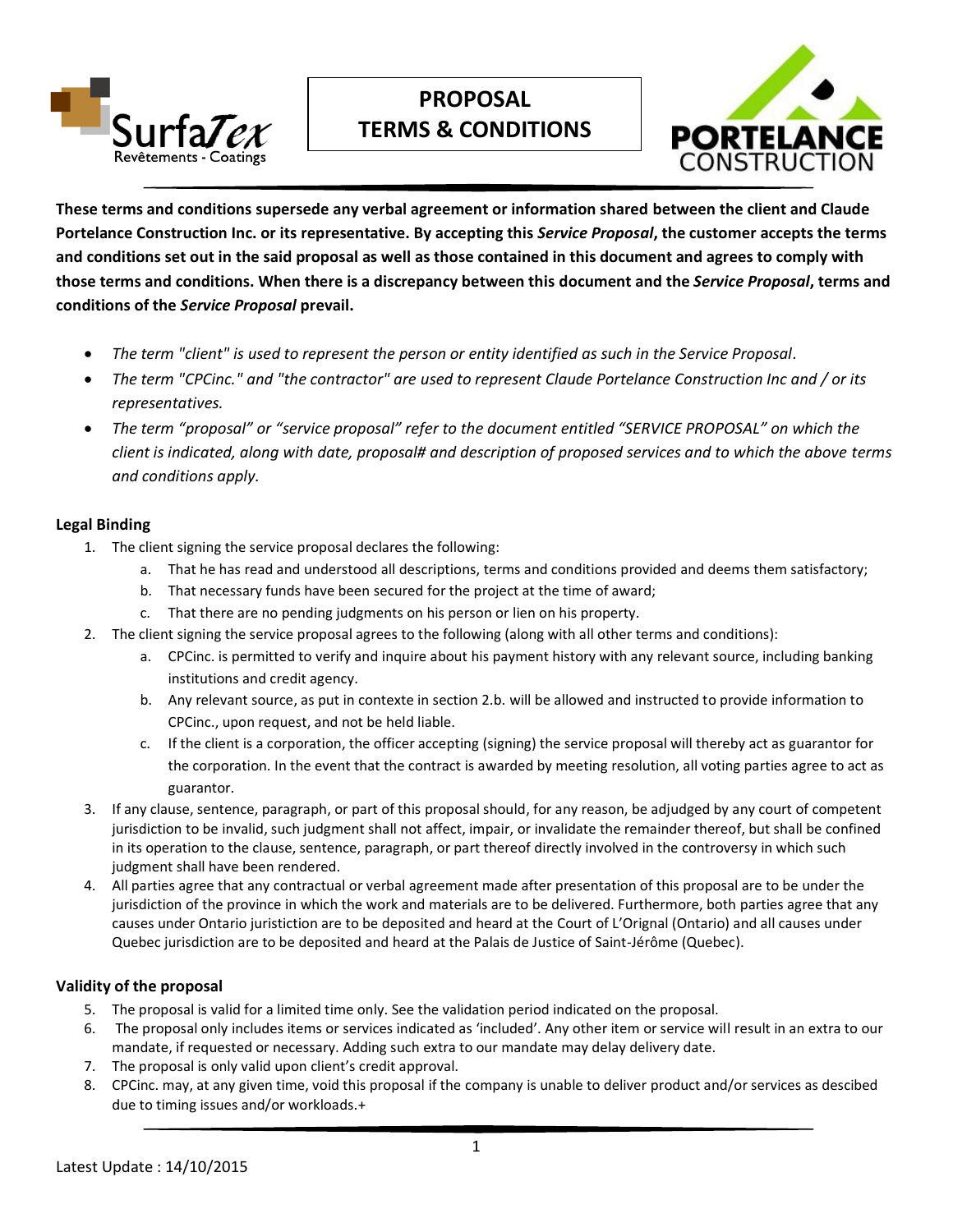# PROPOSAL TERMS & CONDITIONS

**These terms and conditions supersede any verbal agreement or information shared between the client and Claude Portelance Construction Inc. or its representative. By accepting this *Service Proposal*, the customer accepts the terms and conditions set out in the said proposal as well as those contained in this document and agrees to comply with those terms and conditions. When there is a discrepancy between this document and the *Service Proposal*, terms and conditions of the *Service Proposal* prevail.**

- *The term "client" is used to represent the person or entity identified as such in the Service Proposal.*
- *The term "CPCinc." and "the contractor" are used to represent Claude Portelance Construction Inc and / or its representatives.*
- *The term "proposal" or "service proposal" refer to the document entitled "SERVICE PROPOSAL" on which the client is indicated, along with date, proposal# and description of proposed services and to which the above terms and conditions apply.*

### Legal Binding

1. The client signing the service proposal declares the following:
   a. That he has read and understood all descriptions, terms and conditions provided and deems them satisfactory;
   b. That necessary funds have been secured for the project at the time of award;
   c. That there are no pending judgments on his person or lien on his property.
2. The client signing the service proposal agrees to the following (along with all other terms and conditions):
   a. CPCinc. is permitted to verify and inquire about his payment history with any relevant source, including banking institutions and credit agency.
   b. Any relevant source, as put in contexte in section 2.b. will be allowed and instructed to provide information to CPCinc., upon request, and not be held liable.
   c. If the client is a corporation, the officer accepting (signing) the service proposal will thereby act as guarantor for the corporation. In the event that the contract is awarded by meeting resolution, all voting parties agree to act as guarantor.
3. If any clause, sentence, paragraph, or part of this proposal should, for any reason, be adjudged by any court of competent jurisdiction to be invalid, such judgment shall not affect, impair, or invalidate the remainder thereof, but shall be confined in its operation to the clause, sentence, paragraph, or part thereof directly involved in the controversy in which such judgment shall have been rendered.
4. All parties agree that any contractual or verbal agreement made after presentation of this proposal are to be under the jurisdiction of the province in which the work and materials are to be delivered. Furthermore, both parties agree that any causes under Ontario juristiction are to be deposited and heard at the Court of L'Orignal (Ontario) and all causes under Quebec jurisdiction are to be deposited and heard at the Palais de Justice of Saint-Jérôme (Quebec).

### Validity of the proposal

5. The proposal is valid for a limited time only. See the validation period indicated on the proposal.
6. The proposal only includes items or services indicated as 'included'. Any other item or service will result in an extra to our mandate, if requested or necessary. Adding such extra to our mandate may delay delivery date.
7. The proposal is only valid upon client's credit approval.
8. CPCinc. may, at any given time, void this proposal if the company is unable to deliver product and/or services as descibed due to timing issues and/or workloads.+

Latest Update : 14/10/2015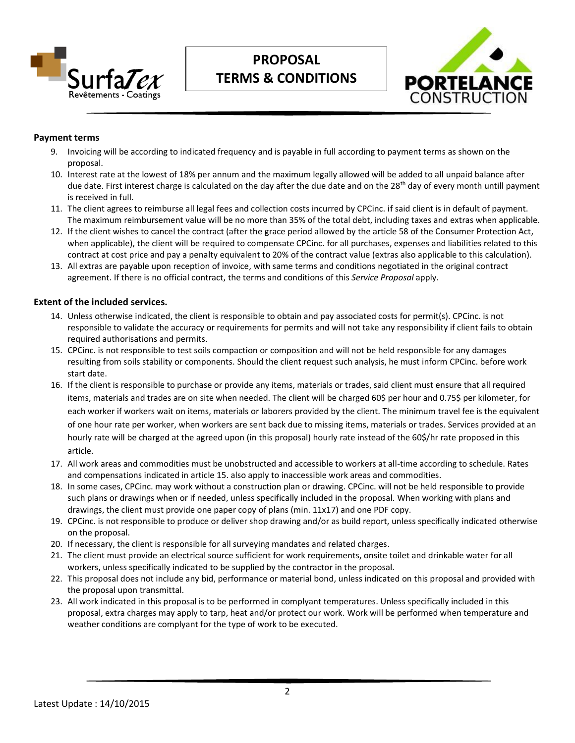# PROPOSAL TERMS & CONDITIONS

### Payment terms

9. Invoicing will be according to indicated frequency and is payable in full according to payment terms as shown on the proposal.
10. Interest rate at the lowest of 18% per annum and the maximum legally allowed will be added to all unpaid balance after due date. First interest charge is calculated on the day after the due date and on the 28th day of every month untill payment is received in full.
11. The client agrees to reimburse all legal fees and collection costs incurred by CPCinc. if said client is in default of payment. The maximum reimbursement value will be no more than 35% of the total debt, including taxes and extras when applicable.
12. If the client wishes to cancel the contract (after the grace period allowed by the article 58 of the Consumer Protection Act, when applicable), the client will be required to compensate CPCinc. for all purchases, expenses and liabilities related to this contract at cost price and pay a penalty equivalent to 20% of the contract value (extras also applicable to this calculation).
13. All extras are payable upon reception of invoice, with same terms and conditions negotiated in the original contract agreement. If there is no official contract, the terms and conditions of this *Service Proposal* apply.

### Extent of the included services.

14. Unless otherwise indicated, the client is responsible to obtain and pay associated costs for permit(s). CPCinc. is not responsible to validate the accuracy or requirements for permits and will not take any responsibility if client fails to obtain required authorisations and permits.
15. CPCinc. is not responsible to test soils compaction or composition and will not be held responsible for any damages resulting from soils stability or components. Should the client request such analysis, he must inform CPCinc. before work start date.
16. If the client is responsible to purchase or provide any items, materials or trades, said client must ensure that all required items, materials and trades are on site when needed. The client will be charged 60$ per hour and 0.75$ per kilometer, for each worker if workers wait on items, materials or laborers provided by the client. The minimum travel fee is the equivalent of one hour rate per worker, when workers are sent back due to missing items, materials or trades. Services provided at an hourly rate will be charged at the agreed upon (in this proposal) hourly rate instead of the 60$/hr rate proposed in this article.
17. All work areas and commodities must be unobstructed and accessible to workers at all-time according to schedule. Rates and compensations indicated in article 15. also apply to inaccessible work areas and commodities.
18. In some cases, CPCinc. may work without a construction plan or drawing. CPCinc. will not be held responsible to provide such plans or drawings when or if needed, unless specifically included in the proposal. When working with plans and drawings, the client must provide one paper copy of plans (min. 11x17) and one PDF copy.
19. CPCinc. is not responsible to produce or deliver shop drawing and/or as build report, unless specifically indicated otherwise on the proposal.
20. If necessary, the client is responsible for all surveying mandates and related charges.
21. The client must provide an electrical source sufficient for work requirements, onsite toilet and drinkable water for all workers, unless specifically indicated to be supplied by the contractor in the proposal.
22. This proposal does not include any bid, performance or material bond, unless indicated on this proposal and provided with the proposal upon transmittal.
23. All work indicated in this proposal is to be performed in complyant temperatures. Unless specifically included in this proposal, extra charges may apply to tarp, heat and/or protect our work. Work will be performed when temperature and weather conditions are complyant for the type of work to be executed.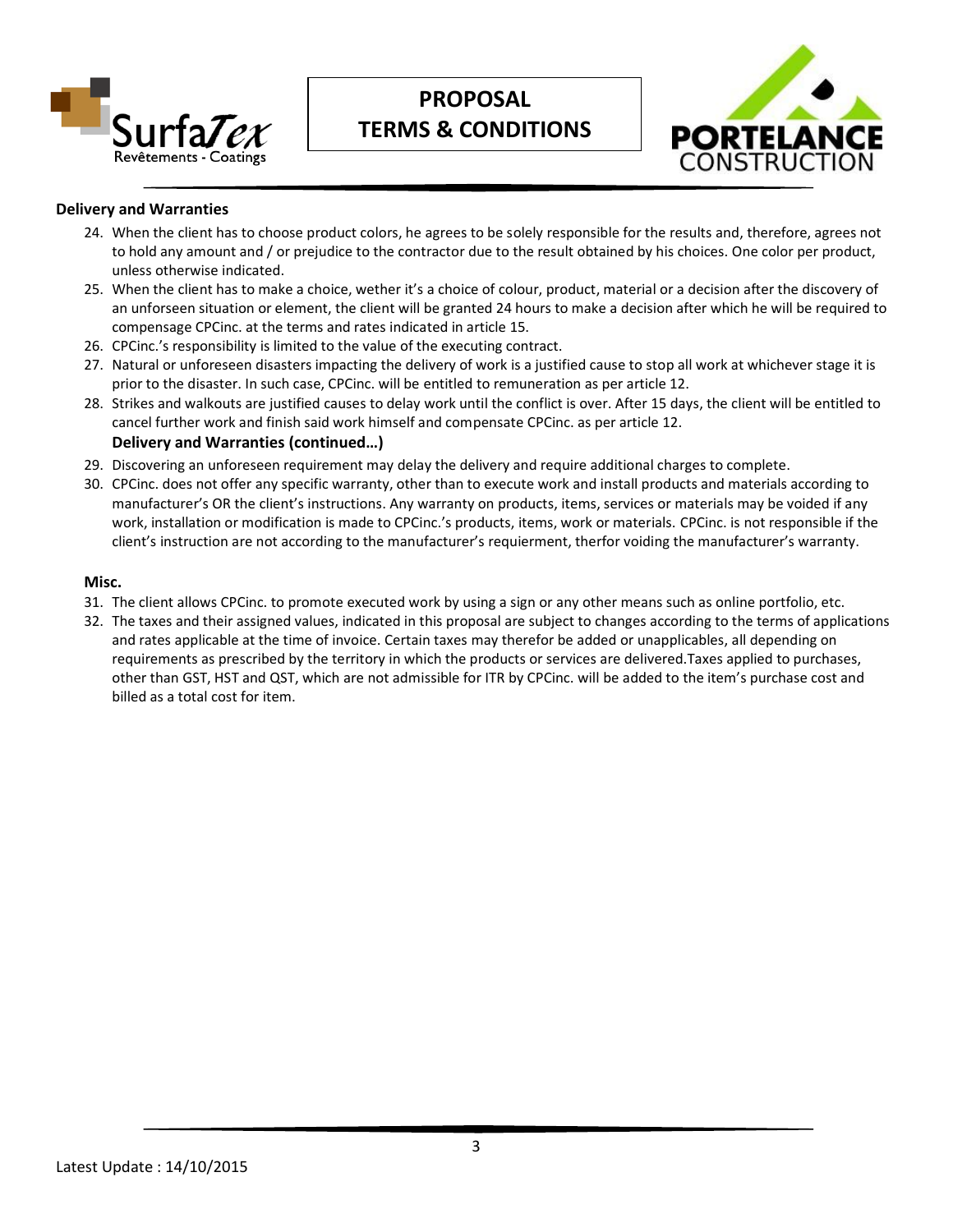# PROPOSAL TERMS & CONDITIONS

### Delivery and Warranties

24. When the client has to choose product colors, he agrees to be solely responsible for the results and, therefore, agrees not to hold any amount and / or prejudice to the contractor due to the result obtained by his choices. One color per product, unless otherwise indicated.
25. When the client has to make a choice, wether it's a choice of colour, product, material or a decision after the discovery of an unforseen situation or element, the client will be granted 24 hours to make a decision after which he will be required to compensage CPCinc. at the terms and rates indicated in article 15.
26. CPCinc.'s responsibility is limited to the value of the executing contract.
27. Natural or unforeseen disasters impacting the delivery of work is a justified cause to stop all work at whichever stage it is prior to the disaster. In such case, CPCinc. will be entitled to remuneration as per article 12.
28. Strikes and walkouts are justified causes to delay work until the conflict is over. After 15 days, the client will be entitled to cancel further work and finish said work himself and compensate CPCinc. as per article 12.

**Delivery and Warranties (continued…)**

29. Discovering an unforeseen requirement may delay the delivery and require additional charges to complete.
30. CPCinc. does not offer any specific warranty, other than to execute work and install products and materials according to manufacturer's OR the client's instructions. Any warranty on products, items, services or materials may be voided if any work, installation or modification is made to CPCinc.'s products, items, work or materials. CPCinc. is not responsible if the client's instruction are not according to the manufacturer's requierment, therfor voiding the manufacturer's warranty.

### Misc.

31. The client allows CPCinc. to promote executed work by using a sign or any other means such as online portfolio, etc.
32. The taxes and their assigned values, indicated in this proposal are subject to changes according to the terms of applications and rates applicable at the time of invoice. Certain taxes may therefor be added or unapplicables, all depending on requirements as prescribed by the territory in which the products or services are delivered.Taxes applied to purchases, other than GST, HST and QST, which are not admissible for ITR by CPCinc. will be added to the item's purchase cost and billed as a total cost for item.

Latest Update : 14/10/2015